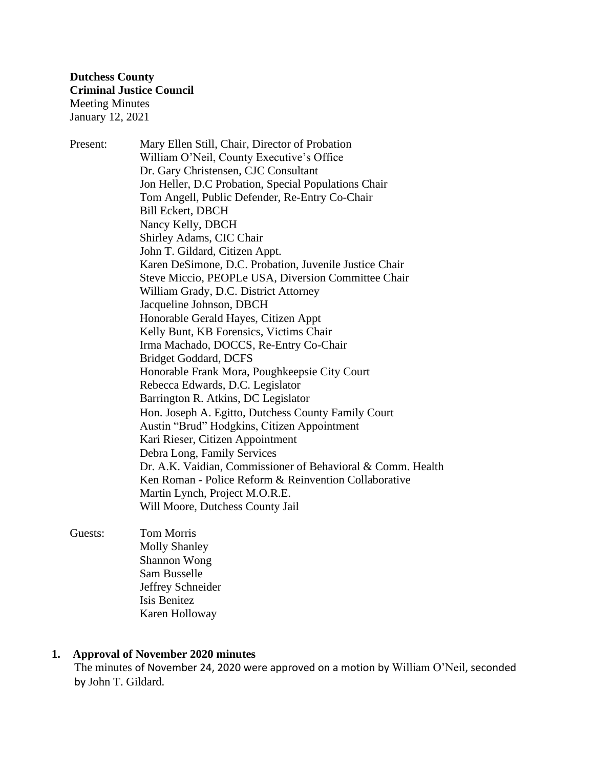**Dutchess County**
**Criminal Justice Council**
Meeting Minutes
January 12, 2021

Present:
- Mary Ellen Still, Chair, Director of Probation
- William O'Neil, County Executive's Office
- Dr. Gary Christensen, CJC Consultant
- Jon Heller, D.C Probation, Special Populations Chair
- Tom Angell, Public Defender, Re-Entry Co-Chair
- Bill Eckert, DBCH
- Nancy Kelly, DBCH
- Shirley Adams, CIC Chair
- John T. Gildard, Citizen Appt.
- Karen DeSimone, D.C. Probation, Juvenile Justice Chair
- Steve Miccio, PEOPLe USA, Diversion Committee Chair
- William Grady, D.C. District Attorney
- Jacqueline Johnson, DBCH
- Honorable Gerald Hayes, Citizen Appt
- Kelly Bunt, KB Forensics, Victims Chair
- Irma Machado, DOCCS, Re-Entry Co-Chair
- Bridget Goddard, DCFS
- Honorable Frank Mora, Poughkeepsie City Court
- Rebecca Edwards, D.C. Legislator
- Barrington R. Atkins, DC Legislator
- Hon. Joseph A. Egitto, Dutchess County Family Court
- Austin "Brud" Hodgkins, Citizen Appointment
- Kari Rieser, Citizen Appointment
- Debra Long, Family Services
- Dr. A.K. Vaidian, Commissioner of Behavioral & Comm. Health
- Ken Roman - Police Reform & Reinvention Collaborative
- Martin Lynch, Project M.O.R.E.
- Will Moore, Dutchess County Jail

Guests:
- Tom Morris
- Molly Shanley
- Shannon Wong
- Sam Busselle
- Jeffrey Schneider
- Isis Benitez
- Karen Holloway

**1. Approval of November 2020 minutes**

The minutes of November 24, 2020 were approved on a motion by William O'Neil, seconded by John T. Gildard.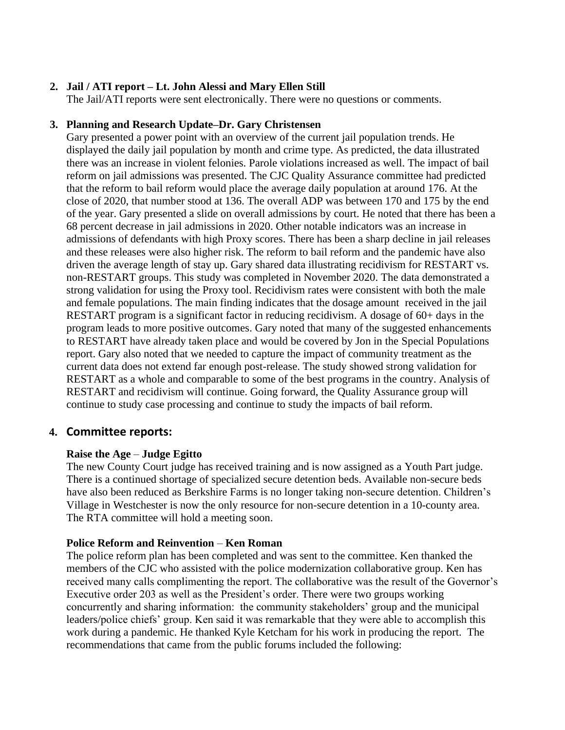2. **Jail / ATI report – Lt. John Alessi and Mary Ellen Still**
   The Jail/ATI reports were sent electronically. There were no questions or comments.

3. **Planning and Research Update–Dr. Gary Christensen**
   Gary presented a power point with an overview of the current jail population trends. He displayed the daily jail population by month and crime type. As predicted, the data illustrated there was an increase in violent felonies. Parole violations increased as well. The impact of bail reform on jail admissions was presented. The CJC Quality Assurance committee had predicted that the reform to bail reform would place the average daily population at around 176. At the close of 2020, that number stood at 136. The overall ADP was between 170 and 175 by the end of the year. Gary presented a slide on overall admissions by court. He noted that there has been a 68 percent decrease in jail admissions in 2020. Other notable indicators was an increase in admissions of defendants with high Proxy scores. There has been a sharp decline in jail releases and these releases were also higher risk. The reform to bail reform and the pandemic have also driven the average length of stay up. Gary shared data illustrating recidivism for RESTART vs. non-RESTART groups. This study was completed in November 2020. The data demonstrated a strong validation for using the Proxy tool. Recidivism rates were consistent with both the male and female populations. The main finding indicates that the dosage amount received in the jail RESTART program is a significant factor in reducing recidivism. A dosage of 60+ days in the program leads to more positive outcomes. Gary noted that many of the suggested enhancements to RESTART have already taken place and would be covered by Jon in the Special Populations report. Gary also noted that we needed to capture the impact of community treatment as the current data does not extend far enough post-release. The study showed strong validation for RESTART as a whole and comparable to some of the best programs in the country. Analysis of RESTART and recidivism will continue. Going forward, the Quality Assurance group will continue to study case processing and continue to study the impacts of bail reform.

4. **Committee reports:**

   **Raise the Age** – **Judge Egitto**
   The new County Court judge has received training and is now assigned as a Youth Part judge. There is a continued shortage of specialized secure detention beds. Available non-secure beds have also been reduced as Berkshire Farms is no longer taking non-secure detention. Children's Village in Westchester is now the only resource for non-secure detention in a 10-county area. The RTA committee will hold a meeting soon.

   **Police Reform and Reinvention** – **Ken Roman**
   The police reform plan has been completed and was sent to the committee. Ken thanked the members of the CJC who assisted with the police modernization collaborative group. Ken has received many calls complimenting the report. The collaborative was the result of the Governor's Executive order 203 as well as the President's order. There were two groups working concurrently and sharing information: the community stakeholders' group and the municipal leaders/police chiefs' group. Ken said it was remarkable that they were able to accomplish this work during a pandemic. He thanked Kyle Ketcham for his work in producing the report. The recommendations that came from the public forums included the following: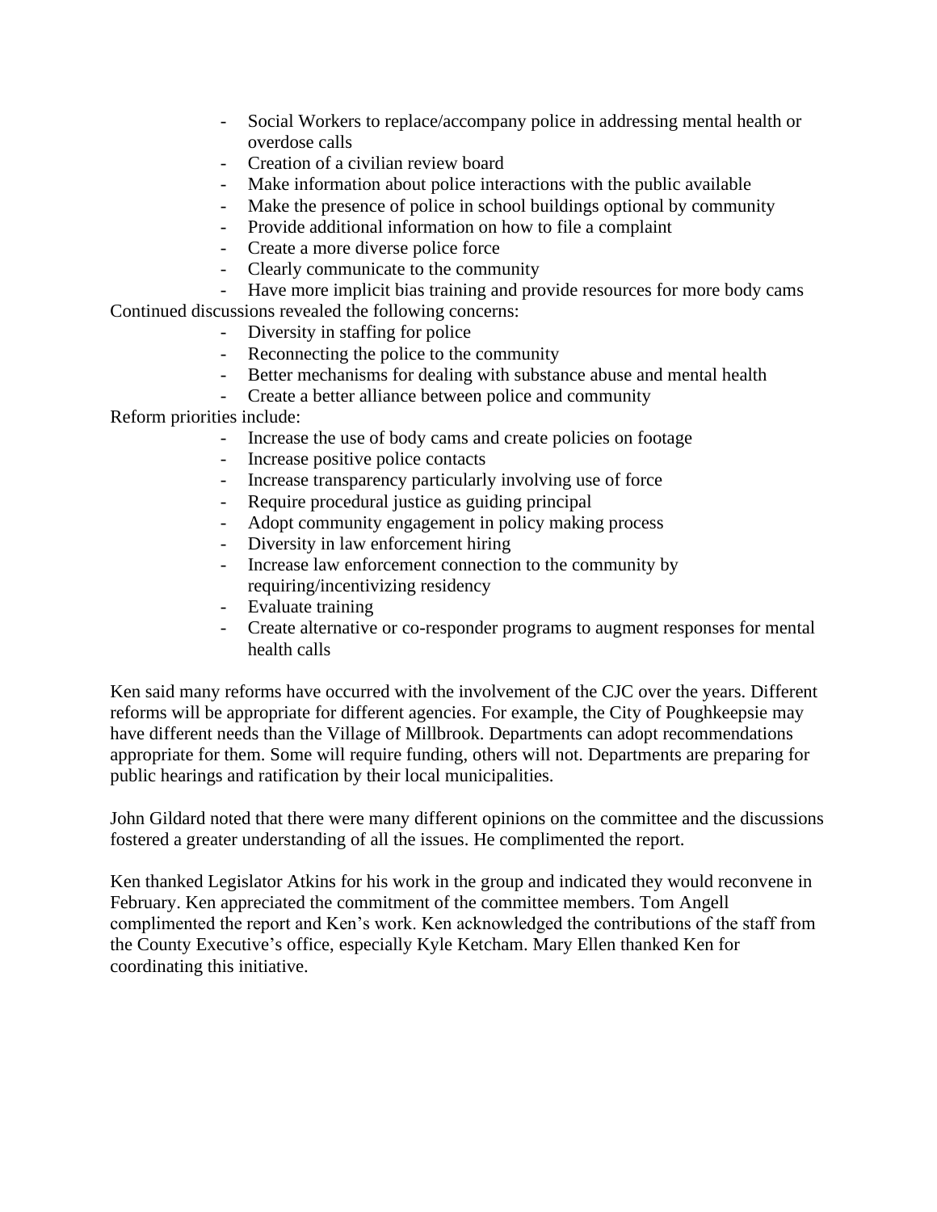- Social Workers to replace/accompany police in addressing mental health or overdose calls
- Creation of a civilian review board
- Make information about police interactions with the public available
- Make the presence of police in school buildings optional by community
- Provide additional information on how to file a complaint
- Create a more diverse police force
- Clearly communicate to the community
- Have more implicit bias training and provide resources for more body cams

Continued discussions revealed the following concerns:

- Diversity in staffing for police
- Reconnecting the police to the community
- Better mechanisms for dealing with substance abuse and mental health
- Create a better alliance between police and community

Reform priorities include:

- Increase the use of body cams and create policies on footage
- Increase positive police contacts
- Increase transparency particularly involving use of force
- Require procedural justice as guiding principal
- Adopt community engagement in policy making process
- Diversity in law enforcement hiring
- Increase law enforcement connection to the community by requiring/incentivizing residency
- Evaluate training
- Create alternative or co-responder programs to augment responses for mental health calls

Ken said many reforms have occurred with the involvement of the CJC over the years. Different reforms will be appropriate for different agencies. For example, the City of Poughkeepsie may have different needs than the Village of Millbrook. Departments can adopt recommendations appropriate for them. Some will require funding, others will not. Departments are preparing for public hearings and ratification by their local municipalities.

John Gildard noted that there were many different opinions on the committee and the discussions fostered a greater understanding of all the issues. He complimented the report.

Ken thanked Legislator Atkins for his work in the group and indicated they would reconvene in February. Ken appreciated the commitment of the committee members. Tom Angell complimented the report and Ken's work. Ken acknowledged the contributions of the staff from the County Executive's office, especially Kyle Ketcham. Mary Ellen thanked Ken for coordinating this initiative.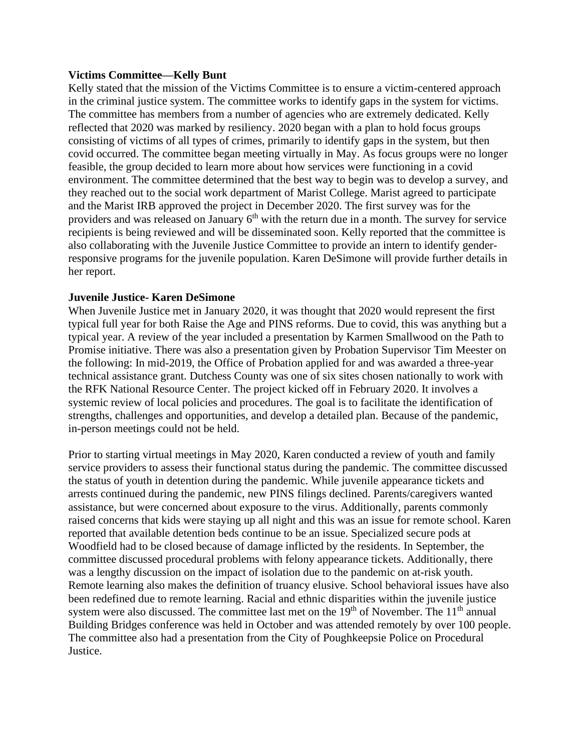**Victims Committee—Kelly Bunt**

Kelly stated that the mission of the Victims Committee is to ensure a victim-centered approach in the criminal justice system. The committee works to identify gaps in the system for victims. The committee has members from a number of agencies who are extremely dedicated. Kelly reflected that 2020 was marked by resiliency. 2020 began with a plan to hold focus groups consisting of victims of all types of crimes, primarily to identify gaps in the system, but then covid occurred. The committee began meeting virtually in May. As focus groups were no longer feasible, the group decided to learn more about how services were functioning in a covid environment. The committee determined that the best way to begin was to develop a survey, and they reached out to the social work department of Marist College. Marist agreed to participate and the Marist IRB approved the project in December 2020. The first survey was for the providers and was released on January 6th with the return due in a month. The survey for service recipients is being reviewed and will be disseminated soon. Kelly reported that the committee is also collaborating with the Juvenile Justice Committee to provide an intern to identify gender-responsive programs for the juvenile population. Karen DeSimone will provide further details in her report.

**Juvenile Justice- Karen DeSimone**

When Juvenile Justice met in January 2020, it was thought that 2020 would represent the first typical full year for both Raise the Age and PINS reforms. Due to covid, this was anything but a typical year. A review of the year included a presentation by Karmen Smallwood on the Path to Promise initiative. There was also a presentation given by Probation Supervisor Tim Meester on the following: In mid-2019, the Office of Probation applied for and was awarded a three-year technical assistance grant. Dutchess County was one of six sites chosen nationally to work with the RFK National Resource Center. The project kicked off in February 2020. It involves a systemic review of local policies and procedures. The goal is to facilitate the identification of strengths, challenges and opportunities, and develop a detailed plan. Because of the pandemic, in-person meetings could not be held.

Prior to starting virtual meetings in May 2020, Karen conducted a review of youth and family service providers to assess their functional status during the pandemic. The committee discussed the status of youth in detention during the pandemic. While juvenile appearance tickets and arrests continued during the pandemic, new PINS filings declined. Parents/caregivers wanted assistance, but were concerned about exposure to the virus. Additionally, parents commonly raised concerns that kids were staying up all night and this was an issue for remote school. Karen reported that available detention beds continue to be an issue. Specialized secure pods at Woodfield had to be closed because of damage inflicted by the residents. In September, the committee discussed procedural problems with felony appearance tickets. Additionally, there was a lengthy discussion on the impact of isolation due to the pandemic on at-risk youth. Remote learning also makes the definition of truancy elusive. School behavioral issues have also been redefined due to remote learning. Racial and ethnic disparities within the juvenile justice system were also discussed. The committee last met on the 19th of November. The 11th annual Building Bridges conference was held in October and was attended remotely by over 100 people. The committee also had a presentation from the City of Poughkeepsie Police on Procedural Justice.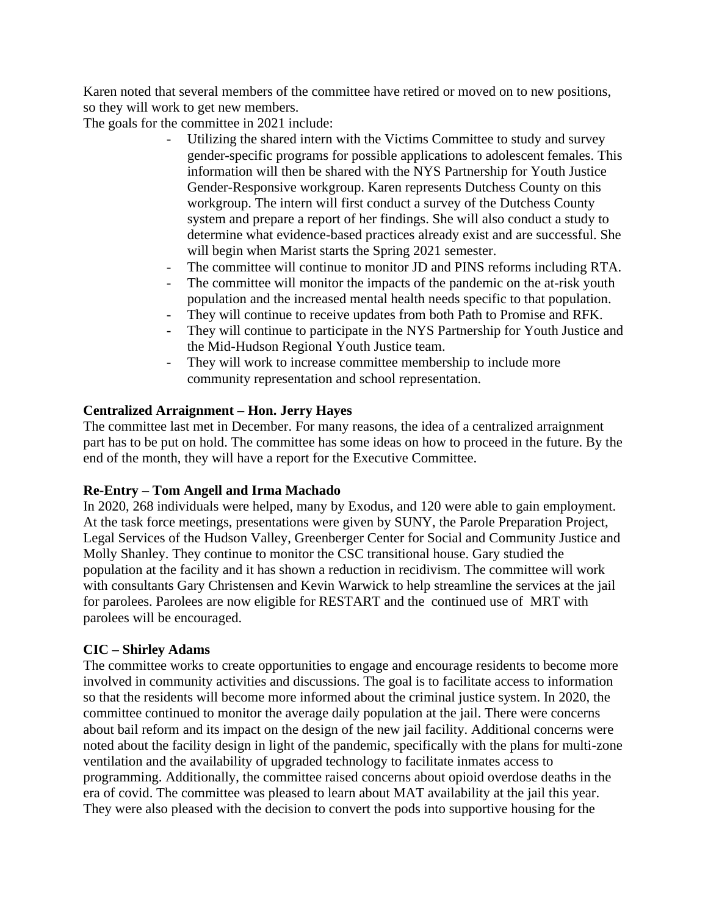Karen noted that several members of the committee have retired or moved on to new positions, so they will work to get new members.

The goals for the committee in 2021 include:

- Utilizing the shared intern with the Victims Committee to study and survey gender-specific programs for possible applications to adolescent females. This information will then be shared with the NYS Partnership for Youth Justice Gender-Responsive workgroup. Karen represents Dutchess County on this workgroup. The intern will first conduct a survey of the Dutchess County system and prepare a report of her findings. She will also conduct a study to determine what evidence-based practices already exist and are successful. She will begin when Marist starts the Spring 2021 semester.
- The committee will continue to monitor JD and PINS reforms including RTA.
- The committee will monitor the impacts of the pandemic on the at-risk youth population and the increased mental health needs specific to that population.
- They will continue to receive updates from both Path to Promise and RFK.
- They will continue to participate in the NYS Partnership for Youth Justice and the Mid-Hudson Regional Youth Justice team.
- They will work to increase committee membership to include more community representation and school representation.

**Centralized Arraignment – Hon. Jerry Hayes**

The committee last met in December. For many reasons, the idea of a centralized arraignment part has to be put on hold. The committee has some ideas on how to proceed in the future. By the end of the month, they will have a report for the Executive Committee.

**Re-Entry – Tom Angell and Irma Machado**

In 2020, 268 individuals were helped, many by Exodus, and 120 were able to gain employment. At the task force meetings, presentations were given by SUNY, the Parole Preparation Project, Legal Services of the Hudson Valley, Greenberger Center for Social and Community Justice and Molly Shanley. They continue to monitor the CSC transitional house. Gary studied the population at the facility and it has shown a reduction in recidivism. The committee will work with consultants Gary Christensen and Kevin Warwick to help streamline the services at the jail for parolees. Parolees are now eligible for RESTART and the continued use of MRT with parolees will be encouraged.

**CIC – Shirley Adams**

The committee works to create opportunities to engage and encourage residents to become more involved in community activities and discussions. The goal is to facilitate access to information so that the residents will become more informed about the criminal justice system. In 2020, the committee continued to monitor the average daily population at the jail. There were concerns about bail reform and its impact on the design of the new jail facility. Additional concerns were noted about the facility design in light of the pandemic, specifically with the plans for multi-zone ventilation and the availability of upgraded technology to facilitate inmates access to programming. Additionally, the committee raised concerns about opioid overdose deaths in the era of covid. The committee was pleased to learn about MAT availability at the jail this year. They were also pleased with the decision to convert the pods into supportive housing for the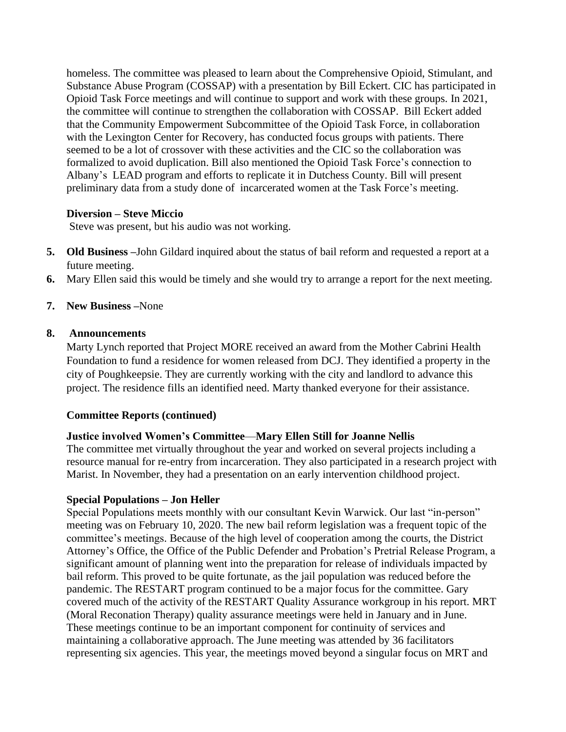homeless. The committee was pleased to learn about the Comprehensive Opioid, Stimulant, and Substance Abuse Program (COSSAP) with a presentation by Bill Eckert. CIC has participated in Opioid Task Force meetings and will continue to support and work with these groups. In 2021, the committee will continue to strengthen the collaboration with COSSAP. Bill Eckert added that the Community Empowerment Subcommittee of the Opioid Task Force, in collaboration with the Lexington Center for Recovery, has conducted focus groups with patients. There seemed to be a lot of crossover with these activities and the CIC so the collaboration was formalized to avoid duplication. Bill also mentioned the Opioid Task Force's connection to Albany's LEAD program and efforts to replicate it in Dutchess County. Bill will present preliminary data from a study done of incarcerated women at the Task Force's meeting.

**Diversion – Steve Miccio**

Steve was present, but his audio was not working.

5. **Old Business –**John Gildard inquired about the status of bail reform and requested a report at a future meeting.
6. Mary Ellen said this would be timely and she would try to arrange a report for the next meeting.
7. **New Business –**None
8. **Announcements**

   Marty Lynch reported that Project MORE received an award from the Mother Cabrini Health Foundation to fund a residence for women released from DCJ. They identified a property in the city of Poughkeepsie. They are currently working with the city and landlord to advance this project. The residence fills an identified need. Marty thanked everyone for their assistance.

**Committee Reports (continued)**

**Justice involved Women's Committee**—**Mary Ellen Still for Joanne Nellis**

The committee met virtually throughout the year and worked on several projects including a resource manual for re-entry from incarceration. They also participated in a research project with Marist. In November, they had a presentation on an early intervention childhood project.

**Special Populations – Jon Heller**

Special Populations meets monthly with our consultant Kevin Warwick. Our last "in-person" meeting was on February 10, 2020. The new bail reform legislation was a frequent topic of the committee's meetings. Because of the high level of cooperation among the courts, the District Attorney's Office, the Office of the Public Defender and Probation's Pretrial Release Program, a significant amount of planning went into the preparation for release of individuals impacted by bail reform. This proved to be quite fortunate, as the jail population was reduced before the pandemic. The RESTART program continued to be a major focus for the committee. Gary covered much of the activity of the RESTART Quality Assurance workgroup in his report. MRT (Moral Reconation Therapy) quality assurance meetings were held in January and in June. These meetings continue to be an important component for continuity of services and maintaining a collaborative approach. The June meeting was attended by 36 facilitators representing six agencies. This year, the meetings moved beyond a singular focus on MRT and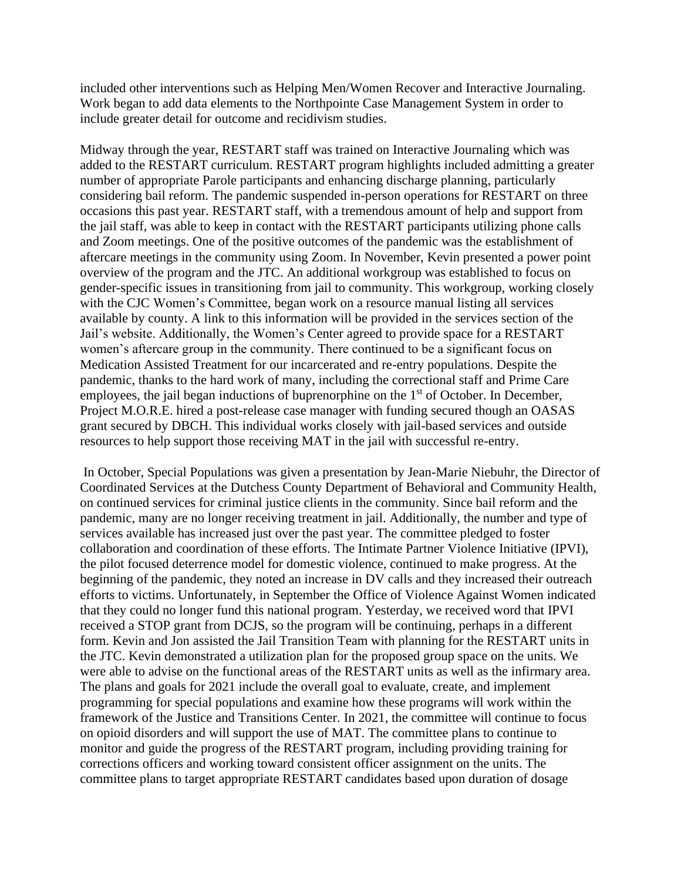included other interventions such as Helping Men/Women Recover and Interactive Journaling. Work began to add data elements to the Northpointe Case Management System in order to include greater detail for outcome and recidivism studies.

Midway through the year, RESTART staff was trained on Interactive Journaling which was added to the RESTART curriculum. RESTART program highlights included admitting a greater number of appropriate Parole participants and enhancing discharge planning, particularly considering bail reform. The pandemic suspended in-person operations for RESTART on three occasions this past year. RESTART staff, with a tremendous amount of help and support from the jail staff, was able to keep in contact with the RESTART participants utilizing phone calls and Zoom meetings. One of the positive outcomes of the pandemic was the establishment of aftercare meetings in the community using Zoom. In November, Kevin presented a power point overview of the program and the JTC. An additional workgroup was established to focus on gender-specific issues in transitioning from jail to community. This workgroup, working closely with the CJC Women's Committee, began work on a resource manual listing all services available by county. A link to this information will be provided in the services section of the Jail's website. Additionally, the Women's Center agreed to provide space for a RESTART women's aftercare group in the community. There continued to be a significant focus on Medication Assisted Treatment for our incarcerated and re-entry populations. Despite the pandemic, thanks to the hard work of many, including the correctional staff and Prime Care employees, the jail began inductions of buprenorphine on the 1st of October. In December, Project M.O.R.E. hired a post-release case manager with funding secured though an OASAS grant secured by DBCH. This individual works closely with jail-based services and outside resources to help support those receiving MAT in the jail with successful re-entry.

In October, Special Populations was given a presentation by Jean-Marie Niebuhr, the Director of Coordinated Services at the Dutchess County Department of Behavioral and Community Health, on continued services for criminal justice clients in the community. Since bail reform and the pandemic, many are no longer receiving treatment in jail. Additionally, the number and type of services available has increased just over the past year. The committee pledged to foster collaboration and coordination of these efforts. The Intimate Partner Violence Initiative (IPVI), the pilot focused deterrence model for domestic violence, continued to make progress. At the beginning of the pandemic, they noted an increase in DV calls and they increased their outreach efforts to victims. Unfortunately, in September the Office of Violence Against Women indicated that they could no longer fund this national program. Yesterday, we received word that IPVI received a STOP grant from DCJS, so the program will be continuing, perhaps in a different form. Kevin and Jon assisted the Jail Transition Team with planning for the RESTART units in the JTC. Kevin demonstrated a utilization plan for the proposed group space on the units. We were able to advise on the functional areas of the RESTART units as well as the infirmary area. The plans and goals for 2021 include the overall goal to evaluate, create, and implement programming for special populations and examine how these programs will work within the framework of the Justice and Transitions Center. In 2021, the committee will continue to focus on opioid disorders and will support the use of MAT. The committee plans to continue to monitor and guide the progress of the RESTART program, including providing training for corrections officers and working toward consistent officer assignment on the units. The committee plans to target appropriate RESTART candidates based upon duration of dosage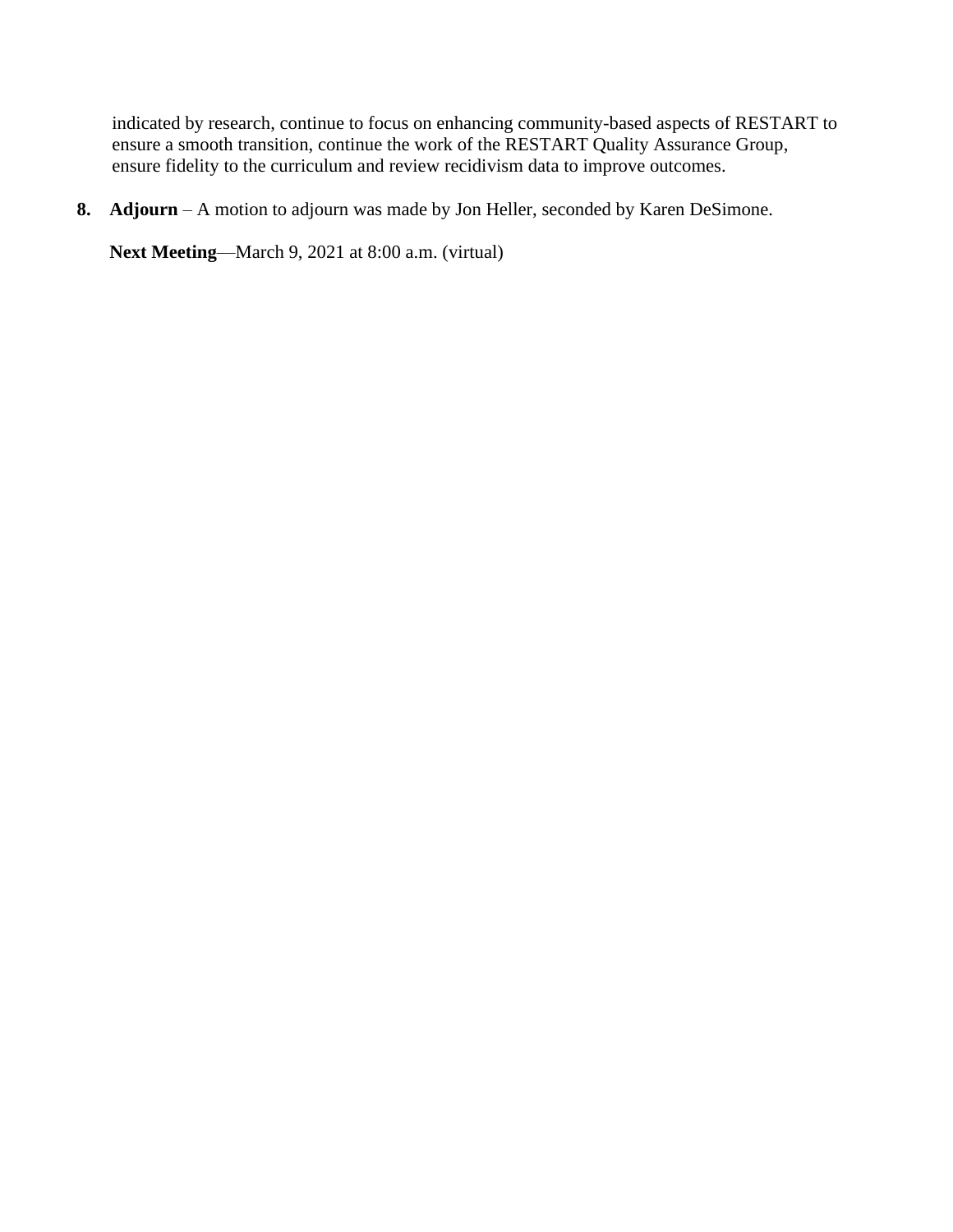indicated by research, continue to focus on enhancing community-based aspects of RESTART to ensure a smooth transition, continue the work of the RESTART Quality Assurance Group, ensure fidelity to the curriculum and review recidivism data to improve outcomes.

8. **Adjourn** – A motion to adjourn was made by Jon Heller, seconded by Karen DeSimone.

   **Next Meeting**—March 9, 2021 at 8:00 a.m. (virtual)